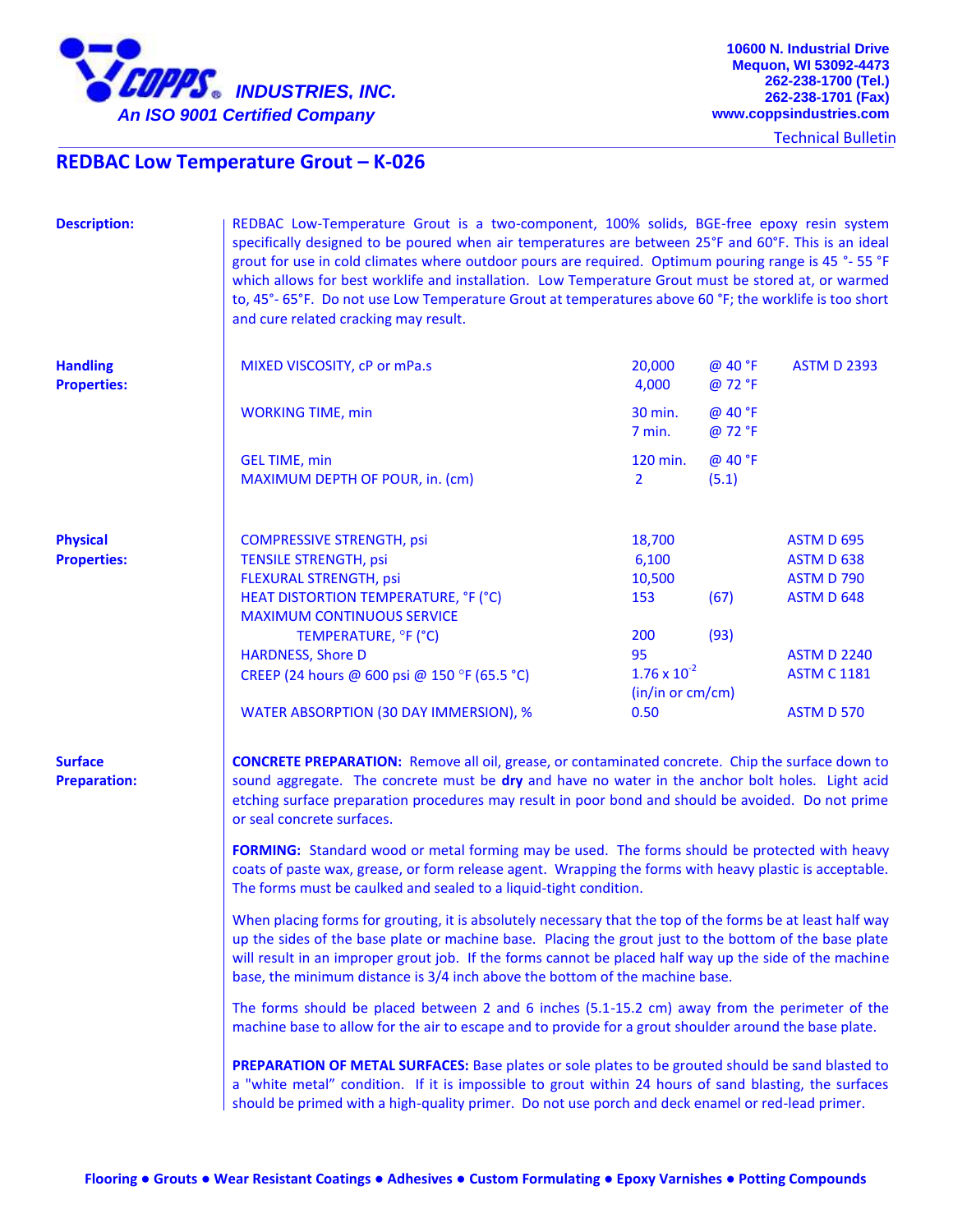**COPPS INDUSTRIES, INC.**
*An ISO 9001 Certified Company*

10600 N. Industrial Drive
Mequon, WI 53092-4473
262-238-1700 (Tel.)
262-238-1701 (Fax)
www.coppsindustries.com

Technical Bulletin

# REDBAC Low Temperature Grout – K-026

## Description:

REDBAC Low-Temperature Grout is a two-component, 100% solids, BGE-free epoxy resin system specifically designed to be poured when air temperatures are between 25°F and 60°F. This is an ideal grout for use in cold climates where outdoor pours are required. Optimum pouring range is 45 °- 55 °F which allows for best worklife and installation. Low Temperature Grout must be stored at, or warmed to, 45°- 65°F. Do not use Low Temperature Grout at temperatures above 60 °F; the worklife is too short and cure related cracking may result.

## Handling Properties:

| Property | Value | Condition | Test Method |
|---|---|---|---|
| MIXED VISCOSITY, cP or mPa.s | 20,000 | @ 40 °F | ASTM D 2393 |
| | 4,000 | @ 72 °F | |
| WORKING TIME, min | 30 min. | @ 40 °F | |
| | 7 min. | @ 72 °F | |
| GEL TIME, min | 120 min. | @ 40 °F | |
| MAXIMUM DEPTH OF POUR, in. (cm) | 2 | (5.1) | |

## Physical Properties:

| Property | Value | | Test Method |
|---|---|---|---|
| COMPRESSIVE STRENGTH, psi | 18,700 | | ASTM D 695 |
| TENSILE STRENGTH, psi | 6,100 | | ASTM D 638 |
| FLEXURAL STRENGTH, psi | 10,500 | | ASTM D 790 |
| HEAT DISTORTION TEMPERATURE, °F (°C) | 153 | (67) | ASTM D 648 |
| MAXIMUM CONTINUOUS SERVICE TEMPERATURE, °F (°C) | 200 | (93) | |
| HARDNESS, Shore D | 95 | | ASTM D 2240 |
| CREEP (24 hours @ 600 psi @ 150 °F (65.5 °C) | $1.76 \times 10^{-2}$ (in/in or cm/cm) | | ASTM C 1181 |
| WATER ABSORPTION (30 DAY IMMERSION), % | 0.50 | | ASTM D 570 |

## Surface Preparation:

**CONCRETE PREPARATION:** Remove all oil, grease, or contaminated concrete. Chip the surface down to sound aggregate. The concrete must be **dry** and have no water in the anchor bolt holes. Light acid etching surface preparation procedures may result in poor bond and should be avoided. Do not prime or seal concrete surfaces.

**FORMING:** Standard wood or metal forming may be used. The forms should be protected with heavy coats of paste wax, grease, or form release agent. Wrapping the forms with heavy plastic is acceptable. The forms must be caulked and sealed to a liquid-tight condition.

When placing forms for grouting, it is absolutely necessary that the top of the forms be at least half way up the sides of the base plate or machine base. Placing the grout just to the bottom of the base plate will result in an improper grout job. If the forms cannot be placed half way up the side of the machine base, the minimum distance is 3/4 inch above the bottom of the machine base.

The forms should be placed between 2 and 6 inches (5.1-15.2 cm) away from the perimeter of the machine base to allow for the air to escape and to provide for a grout shoulder around the base plate.

**PREPARATION OF METAL SURFACES:** Base plates or sole plates to be grouted should be sand blasted to a "white metal" condition. If it is impossible to grout within 24 hours of sand blasting, the surfaces should be primed with a high-quality primer. Do not use porch and deck enamel or red-lead primer.

Flooring ● Grouts ● Wear Resistant Coatings ● Adhesives ● Custom Formulating ● Epoxy Varnishes ● Potting Compounds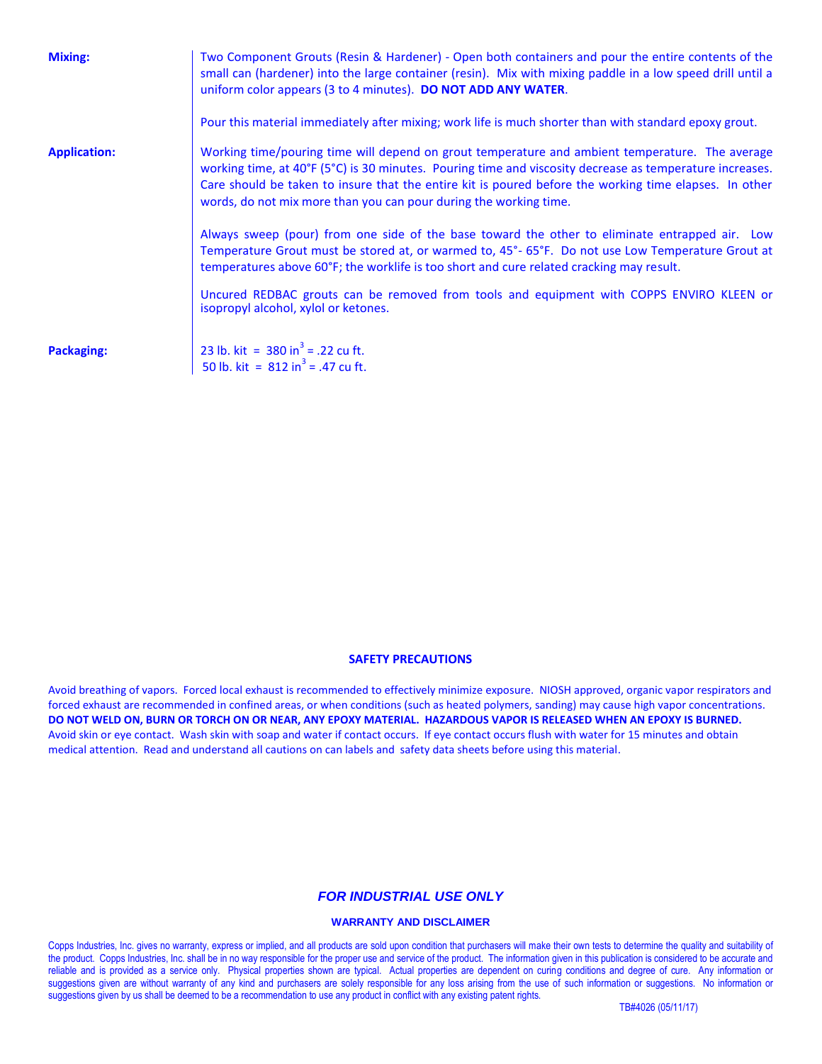**Mixing:**

Two Component Grouts (Resin & Hardener) - Open both containers and pour the entire contents of the small can (hardener) into the large container (resin). Mix with mixing paddle in a low speed drill until a uniform color appears (3 to 4 minutes). **DO NOT ADD ANY WATER**.

Pour this material immediately after mixing; work life is much shorter than with standard epoxy grout.

**Application:**

Working time/pouring time will depend on grout temperature and ambient temperature. The average working time, at 40°F (5°C) is 30 minutes. Pouring time and viscosity decrease as temperature increases. Care should be taken to insure that the entire kit is poured before the working time elapses. In other words, do not mix more than you can pour during the working time.

Always sweep (pour) from one side of the base toward the other to eliminate entrapped air. Low Temperature Grout must be stored at, or warmed to, 45°- 65°F. Do not use Low Temperature Grout at temperatures above 60°F; the worklife is too short and cure related cracking may result.

Uncured REDBAC grouts can be removed from tools and equipment with COPPS ENVIRO KLEEN or isopropyl alcohol, xylol or ketones.

**Packaging:**

23 lb. kit = 380 $in^3$ = .22 cu ft.
50 lb. kit = 812 $in^3$ = .47 cu ft.

**SAFETY PRECAUTIONS**

Avoid breathing of vapors. Forced local exhaust is recommended to effectively minimize exposure. NIOSH approved, organic vapor respirators and forced exhaust are recommended in confined areas, or when conditions (such as heated polymers, sanding) may cause high vapor concentrations. **DO NOT WELD ON, BURN OR TORCH ON OR NEAR, ANY EPOXY MATERIAL. HAZARDOUS VAPOR IS RELEASED WHEN AN EPOXY IS BURNED.** Avoid skin or eye contact. Wash skin with soap and water if contact occurs. If eye contact occurs flush with water for 15 minutes and obtain medical attention. Read and understand all cautions on can labels and safety data sheets before using this material.

***FOR INDUSTRIAL USE ONLY***

**WARRANTY AND DISCLAIMER**

Copps Industries, Inc. gives no warranty, express or implied, and all products are sold upon condition that purchasers will make their own tests to determine the quality and suitability of the product. Copps Industries, Inc. shall be in no way responsible for the proper use and service of the product. The information given in this publication is considered to be accurate and reliable and is provided as a service only. Physical properties shown are typical. Actual properties are dependent on curing conditions and degree of cure. Any information or suggestions given are without warranty of any kind and purchasers are solely responsible for any loss arising from the use of such information or suggestions. No information or suggestions given by us shall be deemed to be a recommendation to use any product in conflict with any existing patent rights.

TB#4026 (05/11/17)